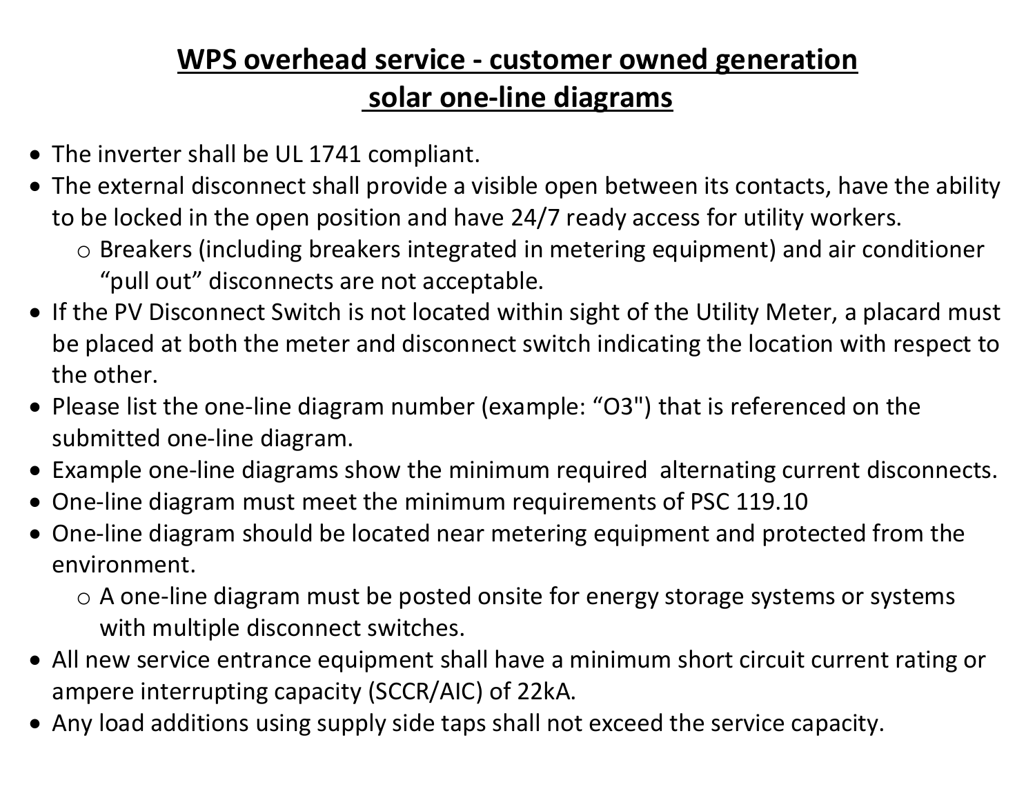# WPS overhead service - customer owned generation solar one-line diagrams

- The inverter shall be UL 1741 compliant.
- The external disconnect shall provide a visible open between its contacts, have the ability to be locked in the open position and have 24/7 ready access for utility workers.
    - Breakers (including breakers integrated in metering equipment) and air conditioner "pull out" disconnects are not acceptable.
- If the PV Disconnect Switch is not located within sight of the Utility Meter, a placard must be placed at both the meter and disconnect switch indicating the location with respect to the other.
- Please list the one-line diagram number (example: "O3") that is referenced on the submitted one-line diagram.
- Example one-line diagrams show the minimum required alternating current disconnects.
- One-line diagram must meet the minimum requirements of PSC 119.10
- One-line diagram should be located near metering equipment and protected from the environment.
    - A one-line diagram must be posted onsite for energy storage systems or systems with multiple disconnect switches.
- All new service entrance equipment shall have a minimum short circuit current rating or ampere interrupting capacity (SCCR/AIC) of 22kA.
- Any load additions using supply side taps shall not exceed the service capacity.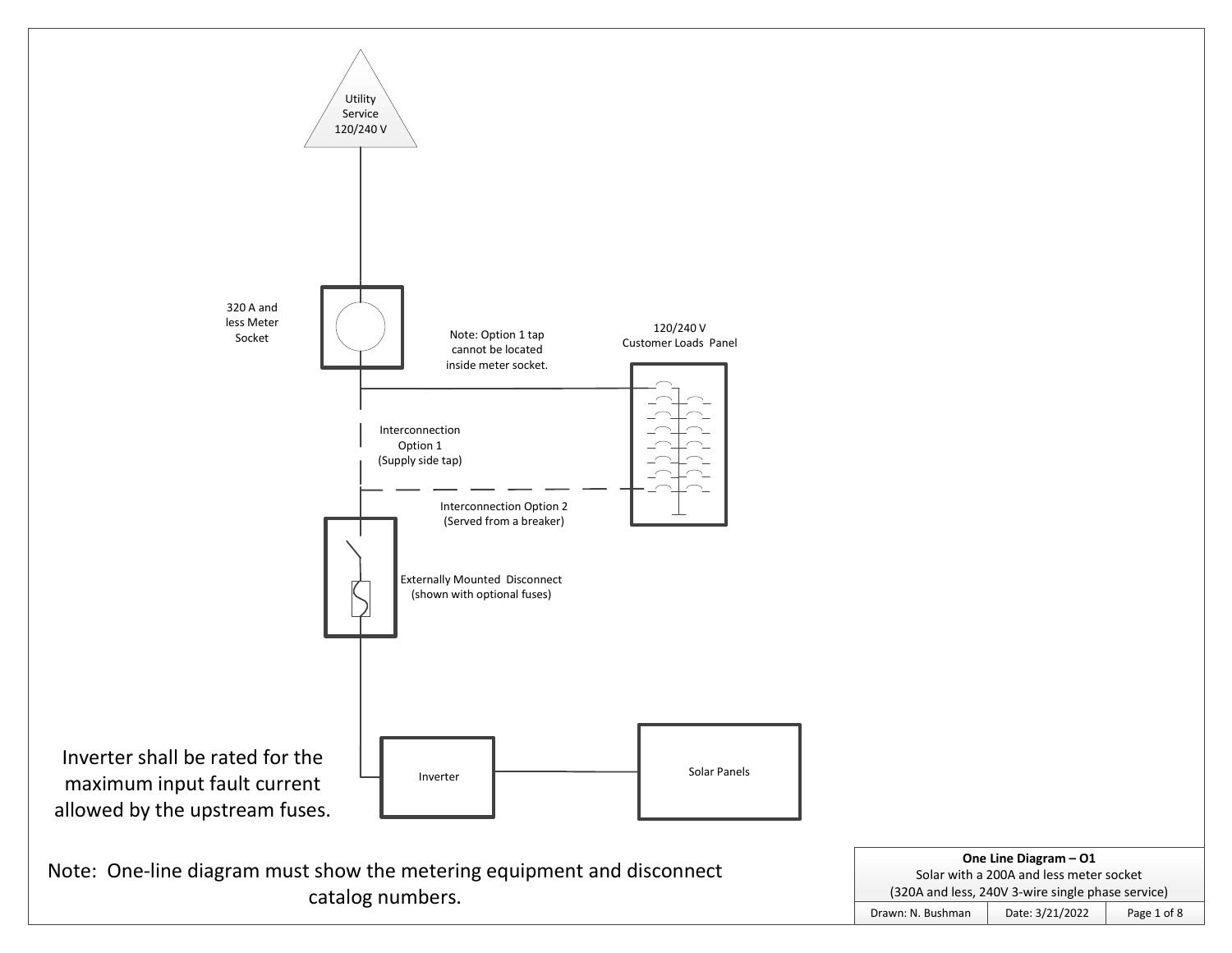Utility Service 120/240 V

320 A and less Meter Socket

Note: Option 1 tap cannot be located inside meter socket.

120/240 V Customer Loads Panel

Interconnection Option 1 (Supply side tap)

Interconnection Option 2 (Served from a breaker)

Externally Mounted Disconnect (shown with optional fuses)

Inverter

Solar Panels

Inverter shall be rated for the maximum input fault current allowed by the upstream fuses.

Note: One-line diagram must show the metering equipment and disconnect catalog numbers.

| **One Line Diagram – O1**<br>Solar with a 200A and less meter socket<br>(320A and less, 240V 3-wire single phase service) | | |
|---|---|---|
| Drawn: N. Bushman | Date: 3/21/2022 | Page 1 of 8 |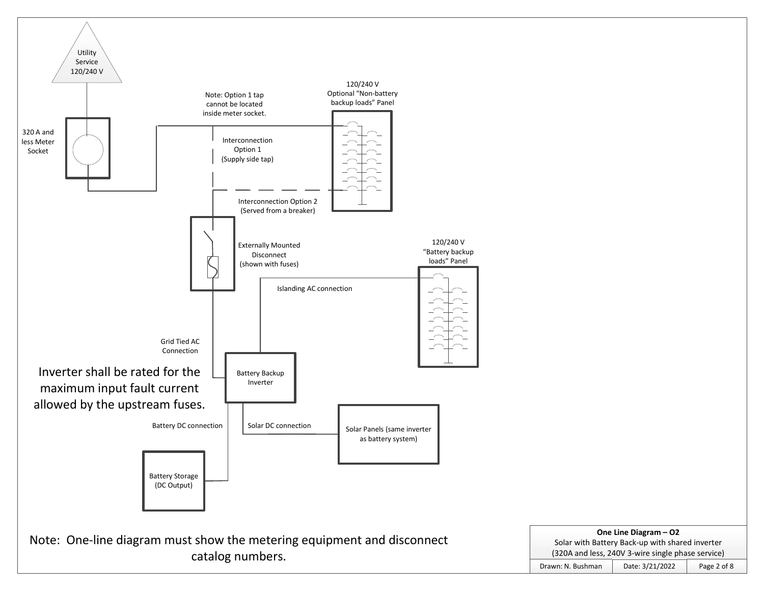Utility Service 120/240 V

320 A and less Meter Socket

Note: Option 1 tap cannot be located inside meter socket.

120/240 V Optional "Non-battery backup loads" Panel

Interconnection Option 1 (Supply side tap)

Interconnection Option 2 (Served from a breaker)

Externally Mounted Disconnect (shown with fuses)

120/240 V "Battery backup loads" Panel

Islanding AC connection

Grid Tied AC Connection

Battery Backup Inverter

Inverter shall be rated for the maximum input fault current allowed by the upstream fuses.

Battery DC connection

Solar DC connection

Solar Panels (same inverter as battery system)

Battery Storage (DC Output)

Note: One-line diagram must show the metering equipment and disconnect catalog numbers.

| **One Line Diagram – O2**<br>Solar with Battery Back-up with shared inverter<br>(320A and less, 240V 3-wire single phase service) | | |
| --- | --- | --- |
| Drawn: N. Bushman | Date: 3/21/2022 | Page 2 of 8 |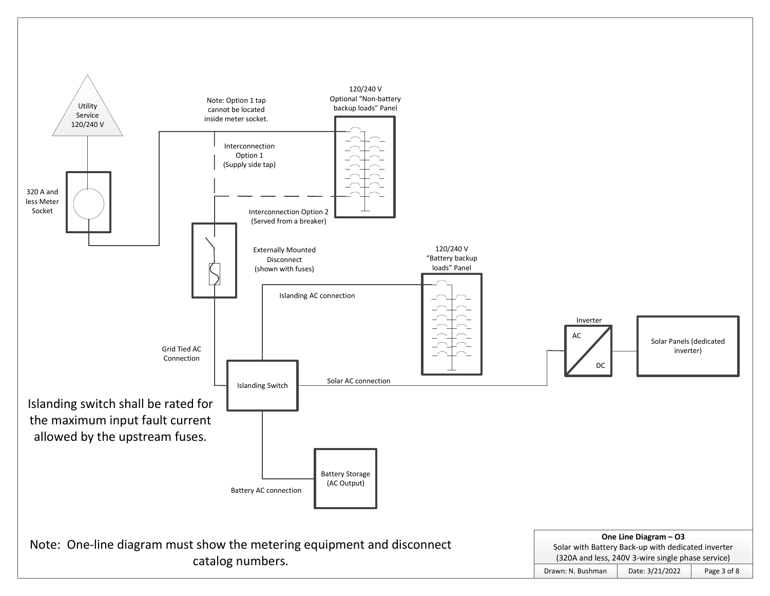Utility Service 120/240 V

320 A and less Meter Socket

Note: Option 1 tap cannot be located inside meter socket.

Interconnection Option 1 (Supply side tap)

Interconnection Option 2 (Served from a breaker)

120/240 V Optional "Non-battery backup loads" Panel

Externally Mounted Disconnect (shown with fuses)

120/240 V "Battery backup loads" Panel

Islanding AC connection

Grid Tied AC Connection

Islanding Switch

Solar AC connection

Inverter

AC

DC

Solar Panels (dedicated inverter)

Battery Storage (AC Output)

Battery AC connection

Islanding switch shall be rated for the maximum input fault current allowed by the upstream fuses.

Note: One-line diagram must show the metering equipment and disconnect catalog numbers.

| **One Line Diagram – O3** | | |
|---|---|---|
| Solar with Battery Back-up with dedicated inverter (320A and less, 240V 3-wire single phase service) | | |
| Drawn: N. Bushman | Date: 3/21/2022 | Page 3 of 8 |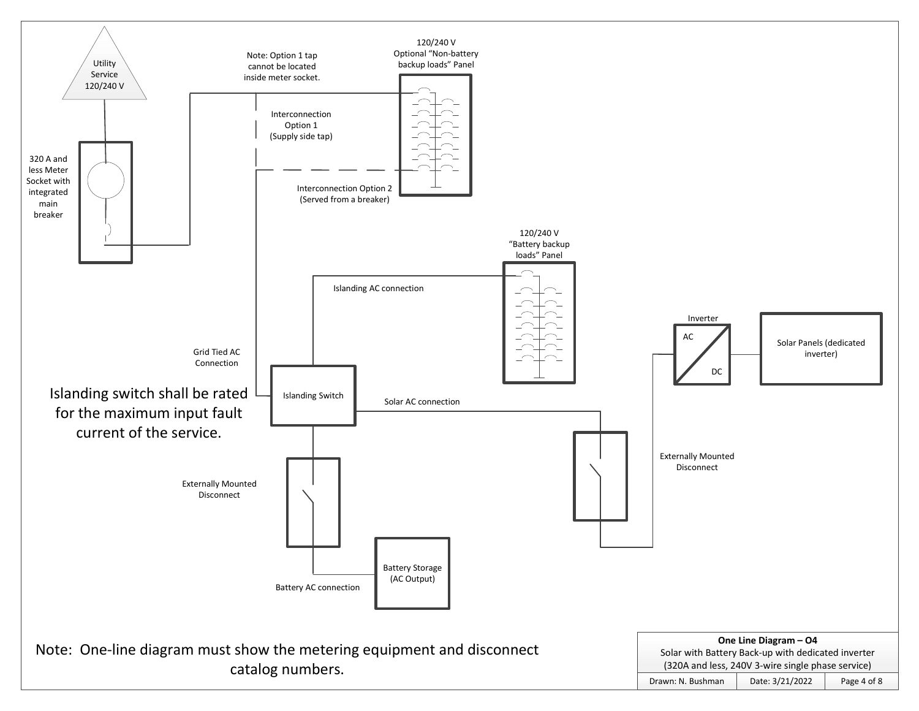Utility Service 120/240 V

320 A and less Meter Socket with integrated main breaker

Note: Option 1 tap cannot be located inside meter socket.

120/240 V Optional "Non-battery backup loads" Panel

Interconnection Option 1 (Supply side tap)

Interconnection Option 2 (Served from a breaker)

120/240 V "Battery backup loads" Panel

Islanding AC connection

Grid Tied AC Connection

Islanding Switch

Islanding switch shall be rated for the maximum input fault current of the service.

Solar AC connection

Inverter

AC

DC

Solar Panels (dedicated inverter)

Externally Mounted Disconnect

Externally Mounted Disconnect

Battery Storage (AC Output)

Battery AC connection

Note: One-line diagram must show the metering equipment and disconnect catalog numbers.

| **One Line Diagram – O4** | | |
|---|---|---|
| Solar with Battery Back-up with dedicated inverter (320A and less, 240V 3-wire single phase service) | | |
| Drawn: N. Bushman | Date: 3/21/2022 | Page 4 of 8 |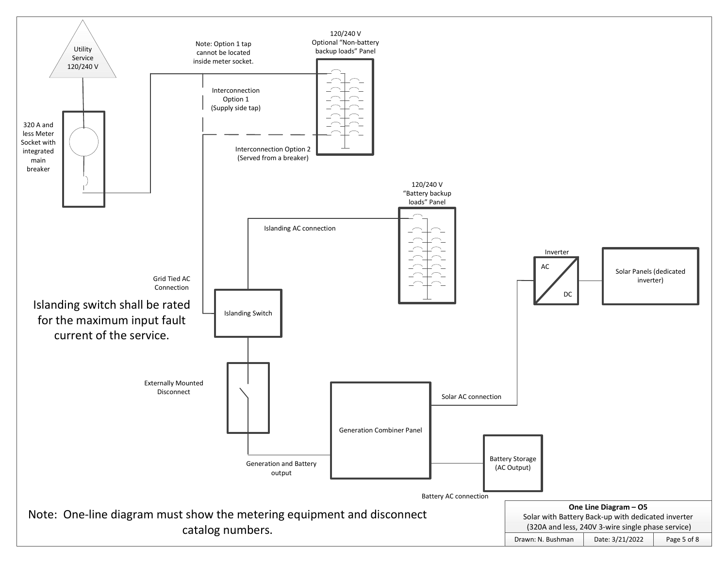Utility Service 120/240 V

320 A and less Meter Socket with integrated main breaker

Note: Option 1 tap cannot be located inside meter socket.

120/240 V Optional "Non-battery backup loads" Panel

Interconnection Option 1 (Supply side tap)

Interconnection Option 2 (Served from a breaker)

120/240 V "Battery backup loads" Panel

Islanding AC connection

Inverter

AC

DC

Solar Panels (dedicated inverter)

Grid Tied AC Connection

Islanding Switch

Islanding switch shall be rated for the maximum input fault current of the service.

Externally Mounted Disconnect

Solar AC connection

Generation Combiner Panel

Generation and Battery output

Battery Storage (AC Output)

Battery AC connection

Note: One-line diagram must show the metering equipment and disconnect catalog numbers.

| **One Line Diagram – O5** | | |
|---|---|---|
| Solar with Battery Back-up with dedicated inverter (320A and less, 240V 3-wire single phase service) | | |
| Drawn: N. Bushman | Date: 3/21/2022 | Page 5 of 8 |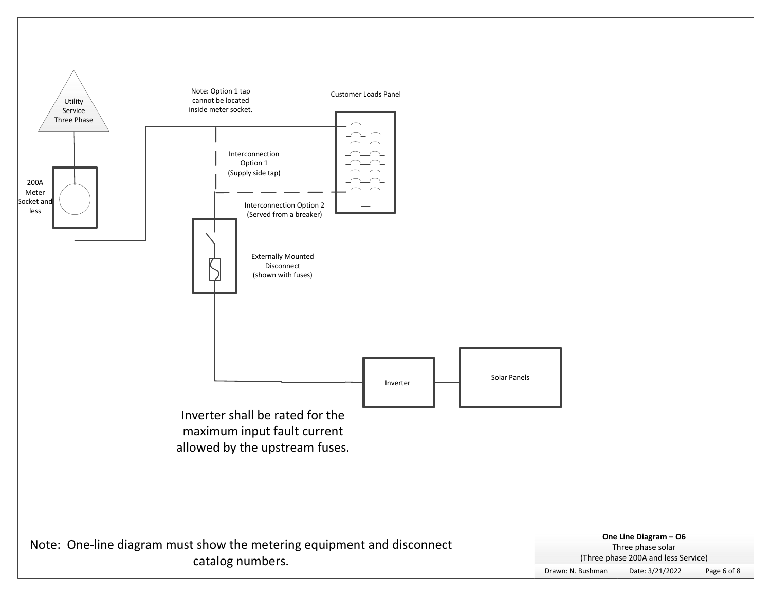Utility Service Three Phase

200A Meter Socket and less

Note: Option 1 tap cannot be located inside meter socket.

Customer Loads Panel

Interconnection Option 1 (Supply side tap)

Interconnection Option 2 (Served from a breaker)

Externally Mounted Disconnect (shown with fuses)

Inverter

Solar Panels

Inverter shall be rated for the maximum input fault current allowed by the upstream fuses.

Note: One-line diagram must show the metering equipment and disconnect catalog numbers.

| **One Line Diagram – O6**<br>Three phase solar<br>(Three phase 200A and less Service) | | |
|---|---|---|
| Drawn: N. Bushman | Date: 3/21/2022 | Page 6 of 8 |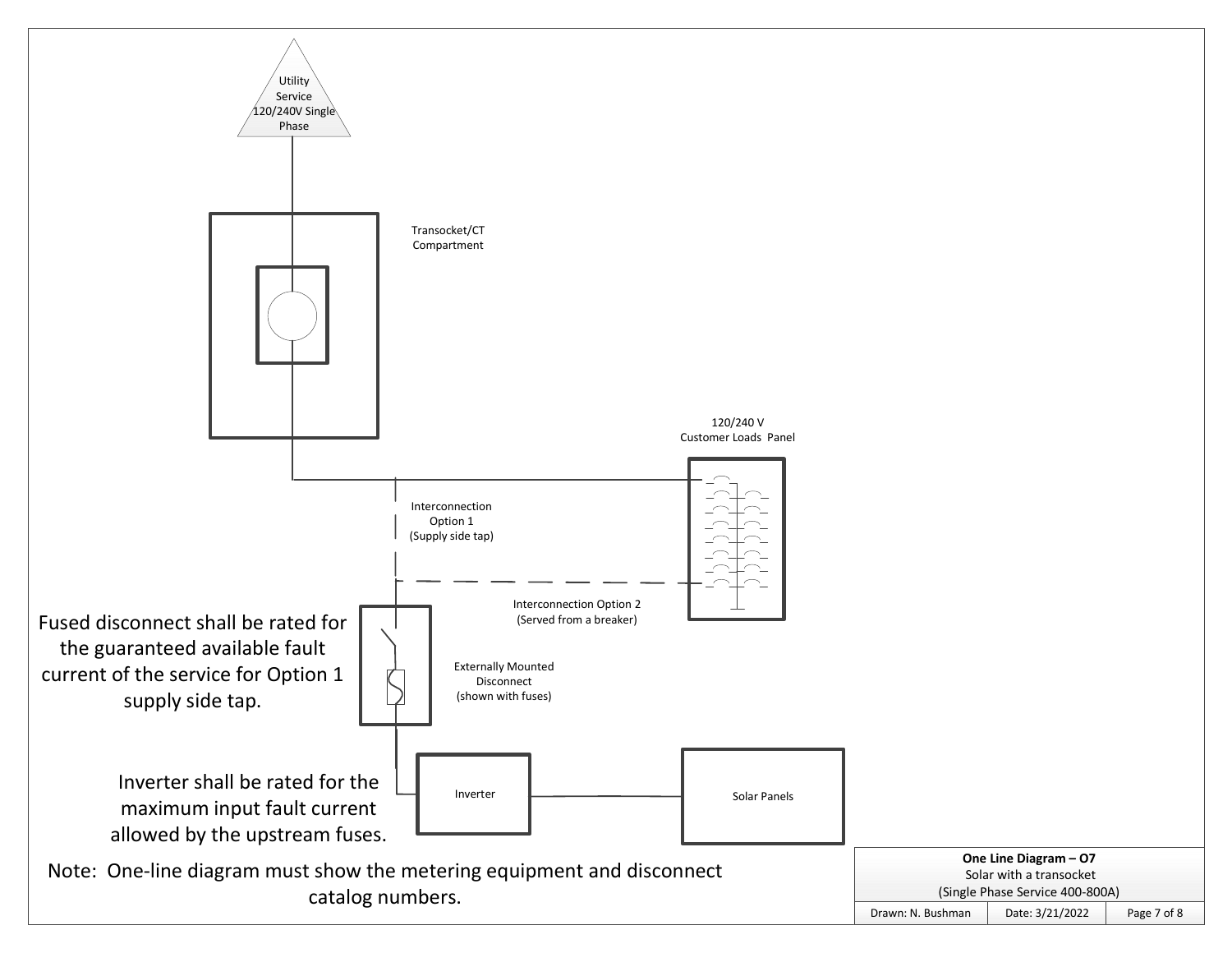Utility Service 120/240V Single Phase

Transocket/CT Compartment

120/240 V Customer Loads Panel

Interconnection Option 1 (Supply side tap)

Interconnection Option 2 (Served from a breaker)

Fused disconnect shall be rated for the guaranteed available fault current of the service for Option 1 supply side tap.

Externally Mounted Disconnect (shown with fuses)

Inverter

Solar Panels

Inverter shall be rated for the maximum input fault current allowed by the upstream fuses.

Note: One-line diagram must show the metering equipment and disconnect catalog numbers.

| **One Line Diagram – O7**<br>Solar with a transocket<br>(Single Phase Service 400-800A) | | |
| --- | --- | --- |
| Drawn: N. Bushman | Date: 3/21/2022 | Page 7 of 8 |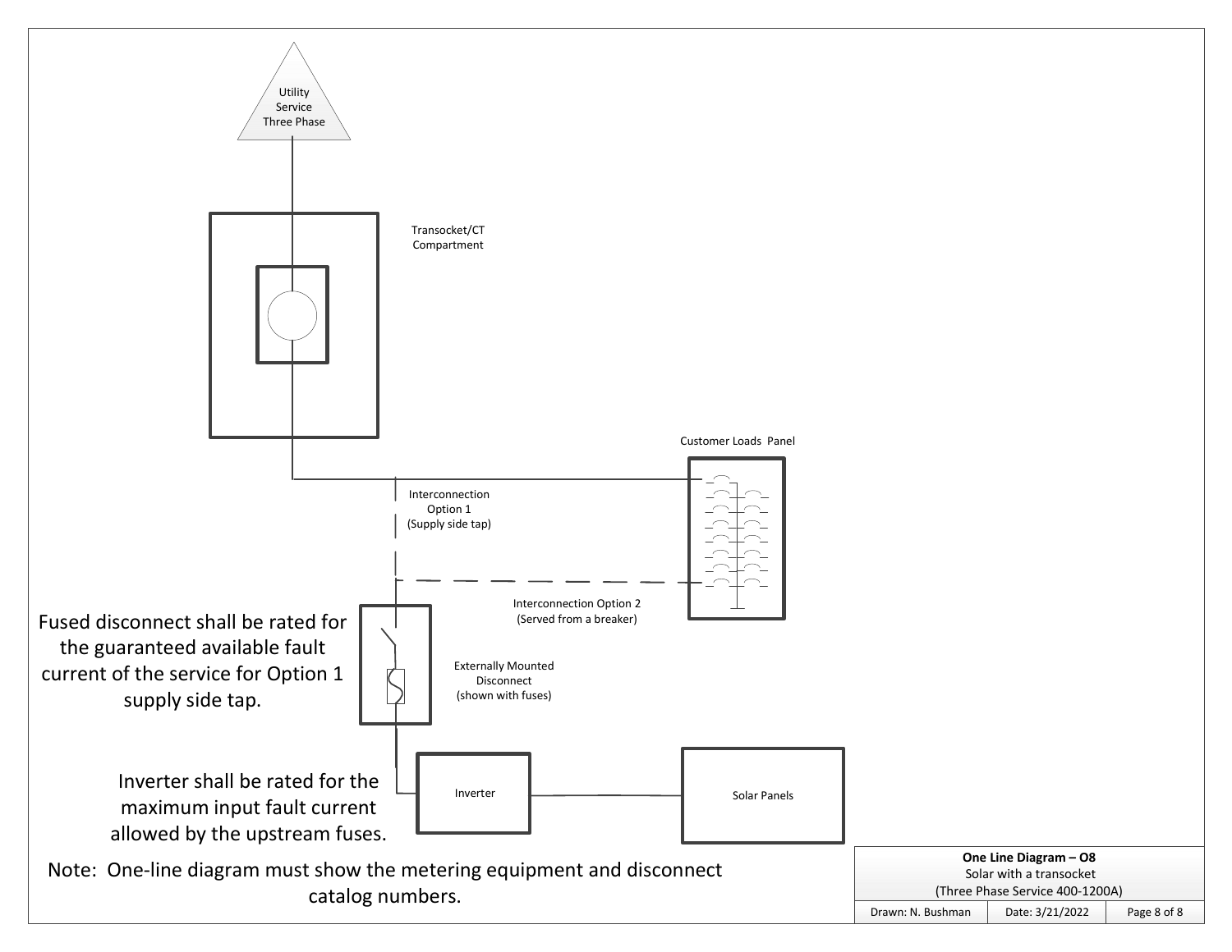Utility Service Three Phase

Transocket/CT Compartment

Customer Loads Panel

Interconnection Option 1 (Supply side tap)

Interconnection Option 2 (Served from a breaker)

Externally Mounted Disconnect (shown with fuses)

Inverter

Solar Panels

Fused disconnect shall be rated for the guaranteed available fault current of the service for Option 1 supply side tap.

Inverter shall be rated for the maximum input fault current allowed by the upstream fuses.

Note: One-line diagram must show the metering equipment and disconnect catalog numbers.

| One Line Diagram – O8 | | |
| --- | --- | --- |
| Solar with a transocket (Three Phase Service 400-1200A) | | |
| Drawn: N. Bushman | Date: 3/21/2022 | Page 8 of 8 |